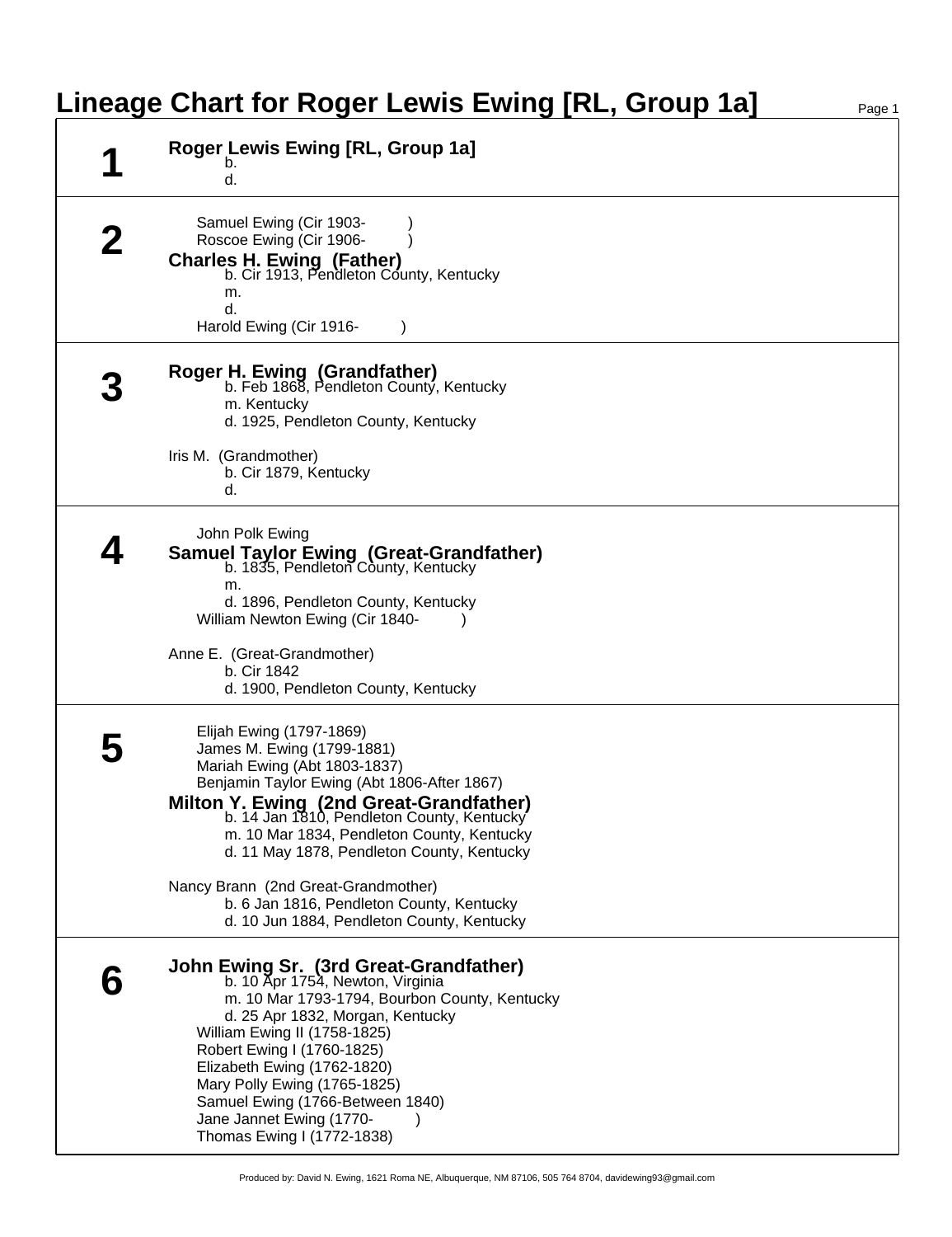# Lineage Chart for Roger Lewis Ewing [RL, Group 1a]

## 1

**Roger Lewis Ewing [RL, Group 1a]**
b.
d.

## 2

Samuel Ewing (Cir 1903- )
Roscoe Ewing (Cir 1906- )

**Charles H. Ewing (Father)**
b. Cir 1913, Pendleton County, Kentucky
m.
d.

Harold Ewing (Cir 1916- )

## 3

**Roger H. Ewing (Grandfather)**
b. Feb 1868, Pendleton County, Kentucky
m. Kentucky
d. 1925, Pendleton County, Kentucky

Iris M. (Grandmother)
b. Cir 1879, Kentucky
d.

## 4

John Polk Ewing

**Samuel Taylor Ewing (Great-Grandfather)**
b. 1835, Pendleton County, Kentucky
m.
d. 1896, Pendleton County, Kentucky

William Newton Ewing (Cir 1840- )

Anne E. (Great-Grandmother)
b. Cir 1842
d. 1900, Pendleton County, Kentucky

## 5

Elijah Ewing (1797-1869)
James M. Ewing (1799-1881)
Mariah Ewing (Abt 1803-1837)
Benjamin Taylor Ewing (Abt 1806-After 1867)

**Milton Y. Ewing (2nd Great-Grandfather)**
b. 14 Jan 1810, Pendleton County, Kentucky
m. 10 Mar 1834, Pendleton County, Kentucky
d. 11 May 1878, Pendleton County, Kentucky

Nancy Brann (2nd Great-Grandmother)
b. 6 Jan 1816, Pendleton County, Kentucky
d. 10 Jun 1884, Pendleton County, Kentucky

## 6

**John Ewing Sr. (3rd Great-Grandfather)**
b. 10 Apr 1754, Newton, Virginia
m. 10 Mar 1793-1794, Bourbon County, Kentucky
d. 25 Apr 1832, Morgan, Kentucky

William Ewing II (1758-1825)
Robert Ewing I (1760-1825)
Elizabeth Ewing (1762-1820)
Mary Polly Ewing (1765-1825)
Samuel Ewing (1766-Between 1840)
Jane Jannet Ewing (1770- )
Thomas Ewing I (1772-1838)

Produced by: David N. Ewing, 1621 Roma NE, Albuquerque, NM 87106, 505 764 8704, davidewing93@gmail.com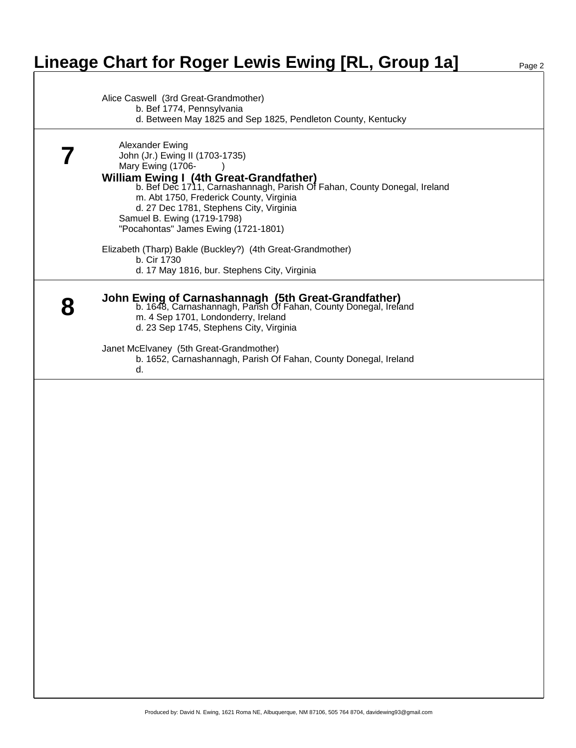# Lineage Chart for Roger Lewis Ewing [RL, Group 1a]

Alice Caswell (3rd Great-Grandmother)
- b. Bef 1774, Pennsylvania
- d. Between May 1825 and Sep 1825, Pendleton County, Kentucky

---

## 7

Alexander Ewing
John (Jr.) Ewing II (1703-1735)
Mary Ewing (1706- )

**William Ewing I (4th Great-Grandfather)**
- b. Bef Dec 1711, Carnashannagh, Parish Of Fahan, County Donegal, Ireland
- m. Abt 1750, Frederick County, Virginia
- d. 27 Dec 1781, Stephens City, Virginia

Samuel B. Ewing (1719-1798)
"Pocahontas" James Ewing (1721-1801)

Elizabeth (Tharp) Bakle (Buckley?) (4th Great-Grandmother)
- b. Cir 1730
- d. 17 May 1816, bur. Stephens City, Virginia

---

## 8

**John Ewing of Carnashannagh (5th Great-Grandfather)**
- b. 1648, Carnashannagh, Parish Of Fahan, County Donegal, Ireland
- m. 4 Sep 1701, Londonderry, Ireland
- d. 23 Sep 1745, Stephens City, Virginia

Janet McElvaney (5th Great-Grandmother)
- b. 1652, Carnashannagh, Parish Of Fahan, County Donegal, Ireland
- d.

---

Produced by: David N. Ewing, 1621 Roma NE, Albuquerque, NM 87106, 505 764 8704, davidewing93@gmail.com